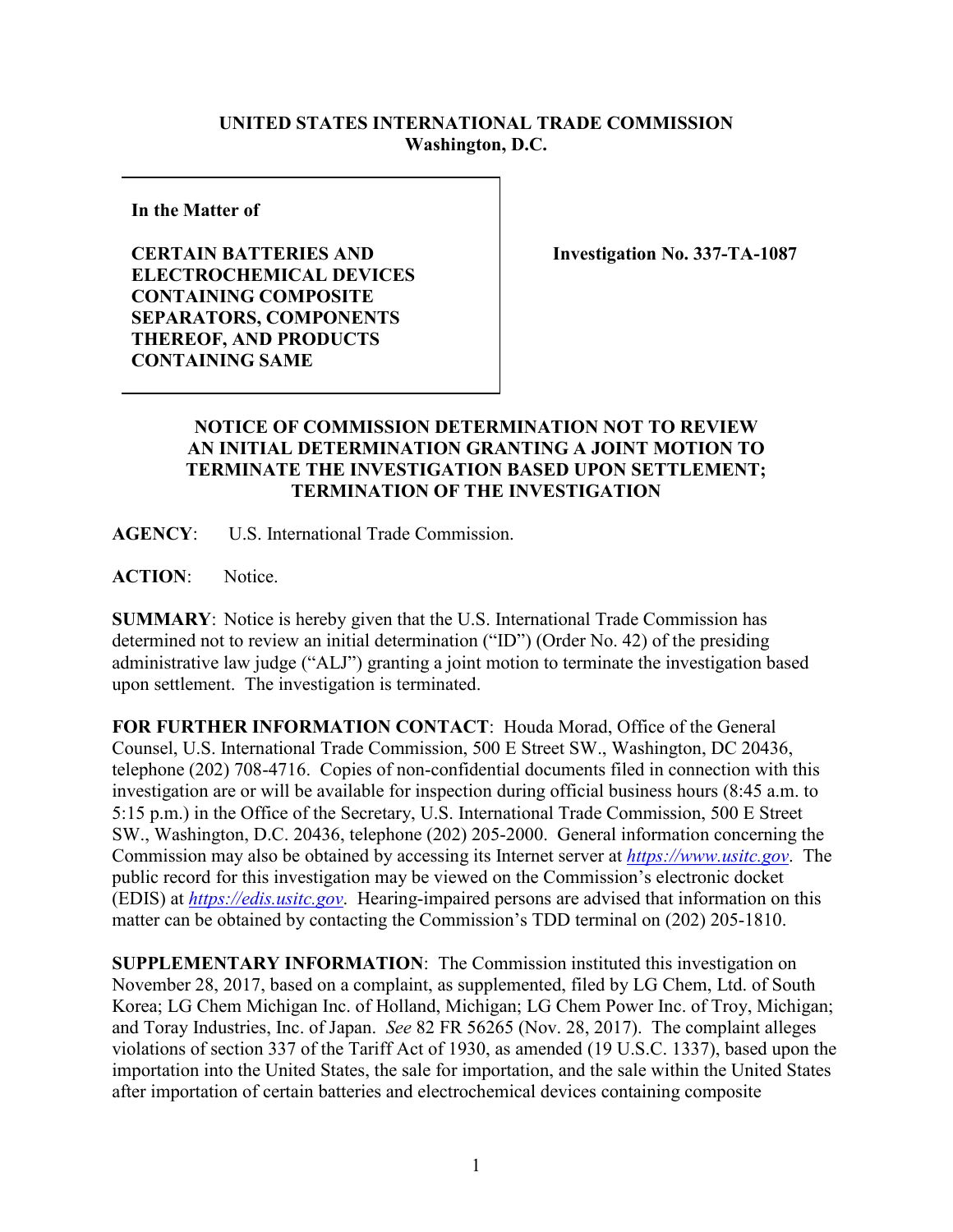**UNITED STATES INTERNATIONAL TRADE COMMISSION**
**Washington, D.C.**

| In the Matter of<br><br>**CERTAIN BATTERIES AND ELECTROCHEMICAL DEVICES CONTAINING COMPOSITE SEPARATORS, COMPONENTS THEREOF, AND PRODUCTS CONTAINING SAME** | **Investigation No. 337-TA-1087** |
| --- | --- |

## NOTICE OF COMMISSION DETERMINATION NOT TO REVIEW AN INITIAL DETERMINATION GRANTING A JOINT MOTION TO TERMINATE THE INVESTIGATION BASED UPON SETTLEMENT; TERMINATION OF THE INVESTIGATION

**AGENCY**: U.S. International Trade Commission.

**ACTION**: Notice.

**SUMMARY**: Notice is hereby given that the U.S. International Trade Commission has determined not to review an initial determination ("ID") (Order No. 42) of the presiding administrative law judge ("ALJ") granting a joint motion to terminate the investigation based upon settlement. The investigation is terminated.

**FOR FURTHER INFORMATION CONTACT**: Houda Morad, Office of the General Counsel, U.S. International Trade Commission, 500 E Street SW., Washington, DC 20436, telephone (202) 708-4716. Copies of non-confidential documents filed in connection with this investigation are or will be available for inspection during official business hours (8:45 a.m. to 5:15 p.m.) in the Office of the Secretary, U.S. International Trade Commission, 500 E Street SW., Washington, D.C. 20436, telephone (202) 205-2000. General information concerning the Commission may also be obtained by accessing its Internet server at *https://www.usitc.gov*. The public record for this investigation may be viewed on the Commission's electronic docket (EDIS) at *https://edis.usitc.gov*. Hearing-impaired persons are advised that information on this matter can be obtained by contacting the Commission's TDD terminal on (202) 205-1810.

**SUPPLEMENTARY INFORMATION**: The Commission instituted this investigation on November 28, 2017, based on a complaint, as supplemented, filed by LG Chem, Ltd. of South Korea; LG Chem Michigan Inc. of Holland, Michigan; LG Chem Power Inc. of Troy, Michigan; and Toray Industries, Inc. of Japan. *See* 82 FR 56265 (Nov. 28, 2017). The complaint alleges violations of section 337 of the Tariff Act of 1930, as amended (19 U.S.C. 1337), based upon the importation into the United States, the sale for importation, and the sale within the United States after importation of certain batteries and electrochemical devices containing composite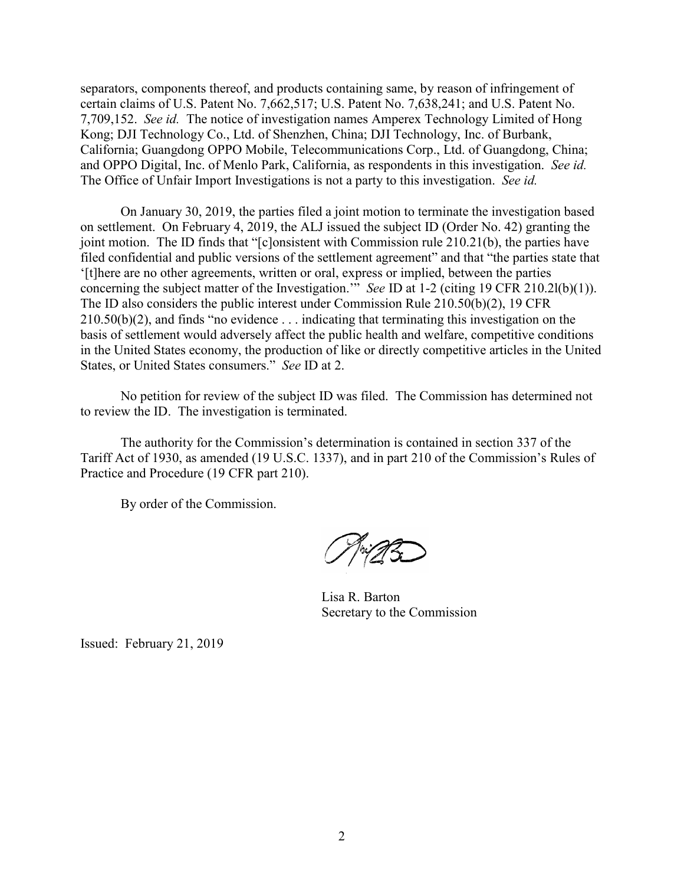separators, components thereof, and products containing same, by reason of infringement of certain claims of U.S. Patent No. 7,662,517; U.S. Patent No. 7,638,241; and U.S. Patent No. 7,709,152. *See id.* The notice of investigation names Amperex Technology Limited of Hong Kong; DJI Technology Co., Ltd. of Shenzhen, China; DJI Technology, Inc. of Burbank, California; Guangdong OPPO Mobile, Telecommunications Corp., Ltd. of Guangdong, China; and OPPO Digital, Inc. of Menlo Park, California, as respondents in this investigation. *See id.* The Office of Unfair Import Investigations is not a party to this investigation. *See id.*

On January 30, 2019, the parties filed a joint motion to terminate the investigation based on settlement. On February 4, 2019, the ALJ issued the subject ID (Order No. 42) granting the joint motion. The ID finds that "[c]onsistent with Commission rule 210.21(b), the parties have filed confidential and public versions of the settlement agreement" and that "the parties state that '[t]here are no other agreements, written or oral, express or implied, between the parties concerning the subject matter of the Investigation.'" *See* ID at 1-2 (citing 19 CFR 210.2l(b)(1)). The ID also considers the public interest under Commission Rule 210.50(b)(2), 19 CFR 210.50(b)(2), and finds "no evidence . . . indicating that terminating this investigation on the basis of settlement would adversely affect the public health and welfare, competitive conditions in the United States economy, the production of like or directly competitive articles in the United States, or United States consumers." *See* ID at 2.

No petition for review of the subject ID was filed. The Commission has determined not to review the ID. The investigation is terminated.

The authority for the Commission's determination is contained in section 337 of the Tariff Act of 1930, as amended (19 U.S.C. 1337), and in part 210 of the Commission's Rules of Practice and Procedure (19 CFR part 210).

By order of the Commission.

Lisa R. Barton
Secretary to the Commission

Issued: February 21, 2019